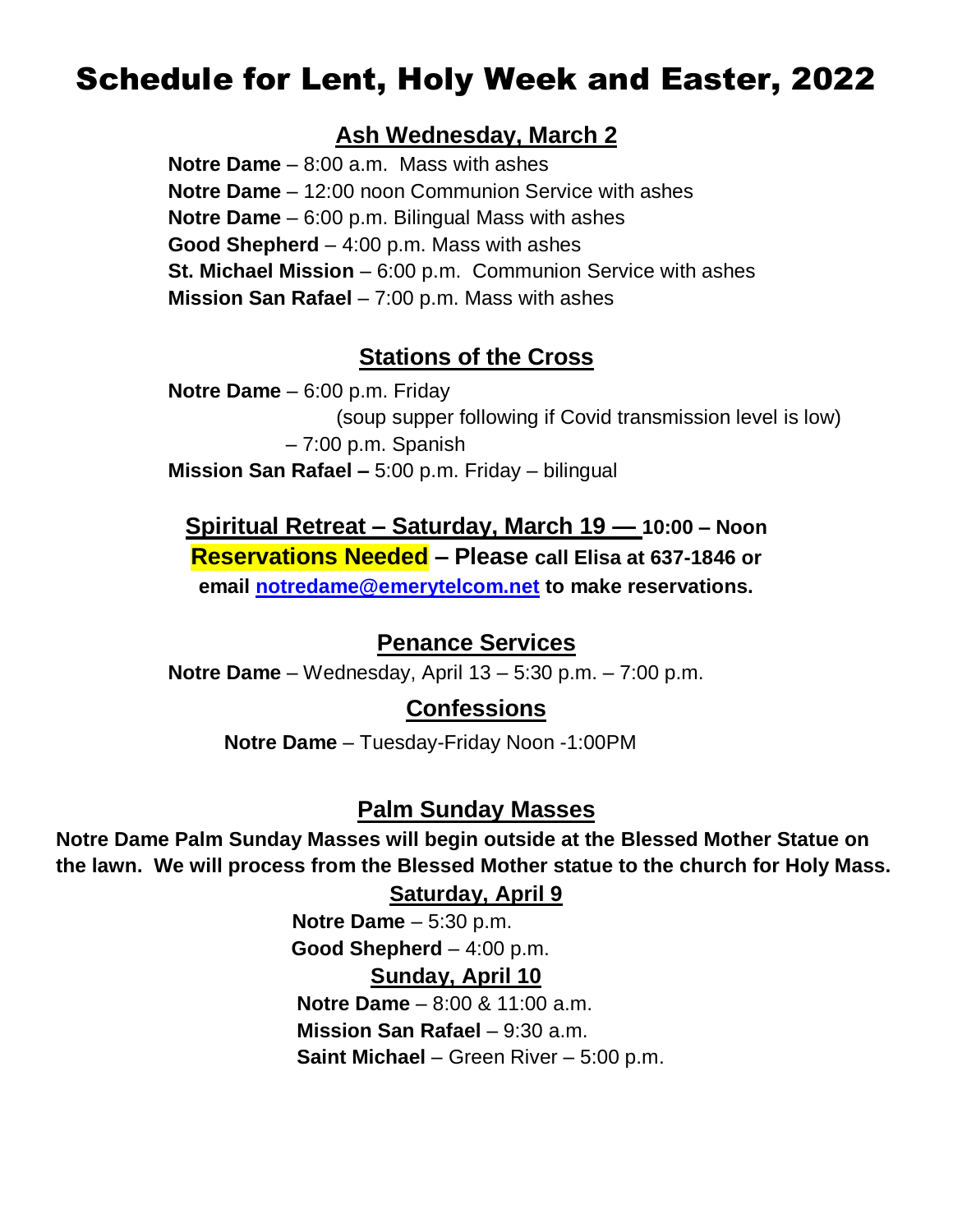# Schedule for Lent, Holy Week and Easter, 2022

## Ash Wednesday, March 2

**Notre Dame** – 8:00 a.m. Mass with ashes
**Notre Dame** – 12:00 noon Communion Service with ashes
**Notre Dame** – 6:00 p.m. Bilingual Mass with ashes
**Good Shepherd** – 4:00 p.m. Mass with ashes
**St. Michael Mission** – 6:00 p.m. Communion Service with ashes
**Mission San Rafael** – 7:00 p.m. Mass with ashes

## Stations of the Cross

**Notre Dame** – 6:00 p.m. Friday
(soup supper following if Covid transmission level is low)
– 7:00 p.m. Spanish
**Mission San Rafael –** 5:00 p.m. Friday – bilingual

## Spiritual Retreat – Saturday, March 19 — 10:00 – Noon

**Reservations Needed – Please call Elisa at 637-1846 or email notredame@emerytelcom.net to make reservations.**

## Penance Services

**Notre Dame** – Wednesday, April 13 – 5:30 p.m. – 7:00 p.m.

## Confessions

**Notre Dame** – Tuesday-Friday Noon -1:00PM

## Palm Sunday Masses

**Notre Dame Palm Sunday Masses will begin outside at the Blessed Mother Statue on the lawn. We will process from the Blessed Mother statue to the church for Holy Mass.**

### Saturday, April 9

**Notre Dame** – 5:30 p.m.
**Good Shepherd** – 4:00 p.m.

### Sunday, April 10

**Notre Dame** – 8:00 & 11:00 a.m.
**Mission San Rafael** – 9:30 a.m.
**Saint Michael** – Green River – 5:00 p.m.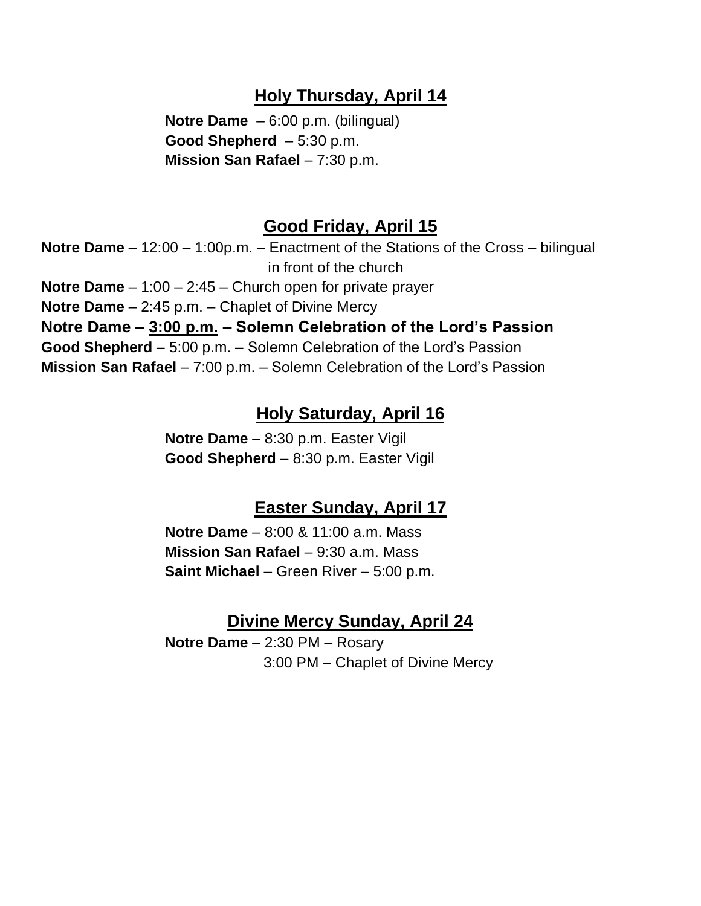## Holy Thursday, April 14

**Notre Dame** – 6:00 p.m. (bilingual)
**Good Shepherd** – 5:30 p.m.
**Mission San Rafael** – 7:30 p.m.

## Good Friday, April 15

**Notre Dame** – 12:00 – 1:00p.m. – Enactment of the Stations of the Cross – bilingual in front of the church
**Notre Dame** – 1:00 – 2:45 – Church open for private prayer
**Notre Dame** – 2:45 p.m. – Chaplet of Divine Mercy
**Notre Dame – 3:00 p.m. – Solemn Celebration of the Lord's Passion**
**Good Shepherd** – 5:00 p.m. – Solemn Celebration of the Lord's Passion
**Mission San Rafael** – 7:00 p.m. – Solemn Celebration of the Lord's Passion

## Holy Saturday, April 16

**Notre Dame** – 8:30 p.m. Easter Vigil
**Good Shepherd** – 8:30 p.m. Easter Vigil

## Easter Sunday, April 17

**Notre Dame** – 8:00 & 11:00 a.m. Mass
**Mission San Rafael** – 9:30 a.m. Mass
**Saint Michael** – Green River – 5:00 p.m.

## Divine Mercy Sunday, April 24

**Notre Dame** – 2:30 PM – Rosary
3:00 PM – Chaplet of Divine Mercy